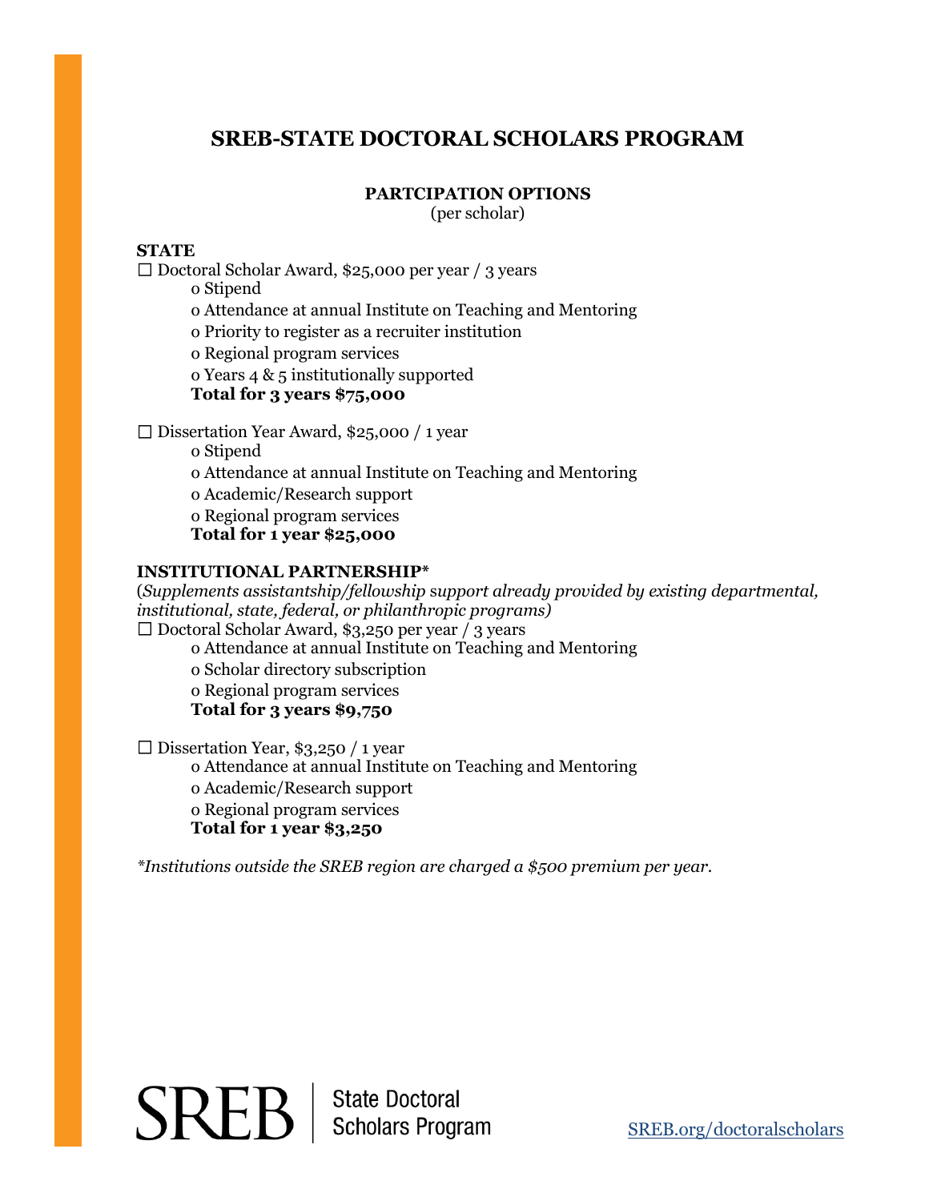# SREB-STATE DOCTORAL SCHOLARS PROGRAM

**PARTCIPATION OPTIONS**
(per scholar)

**STATE**

☐ Doctoral Scholar Award, $25,000 per year / 3 years
- o Stipend
- o Attendance at annual Institute on Teaching and Mentoring
- o Priority to register as a recruiter institution
- o Regional program services
- o Years 4 & 5 institutionally supported

**Total for 3 years $75,000**

☐ Dissertation Year Award, $25,000 / 1 year
- o Stipend
- o Attendance at annual Institute on Teaching and Mentoring
- o Academic/Research support
- o Regional program services

**Total for 1 year $25,000**

**INSTITUTIONAL PARTNERSHIP***

(*Supplements assistantship/fellowship support already provided by existing departmental, institutional, state, federal, or philanthropic programs)*

☐ Doctoral Scholar Award, $3,250 per year / 3 years
- o Attendance at annual Institute on Teaching and Mentoring
- o Scholar directory subscription
- o Regional program services

**Total for 3 years $9,750**

☐ Dissertation Year, $3,250 / 1 year
- o Attendance at annual Institute on Teaching and Mentoring
- o Academic/Research support
- o Regional program services

**Total for 1 year $3,250**

**Institutions outside the SREB region are charged a $500 premium per year.*

SREB | State Doctoral Scholars Program

SREB.org/doctoralscholars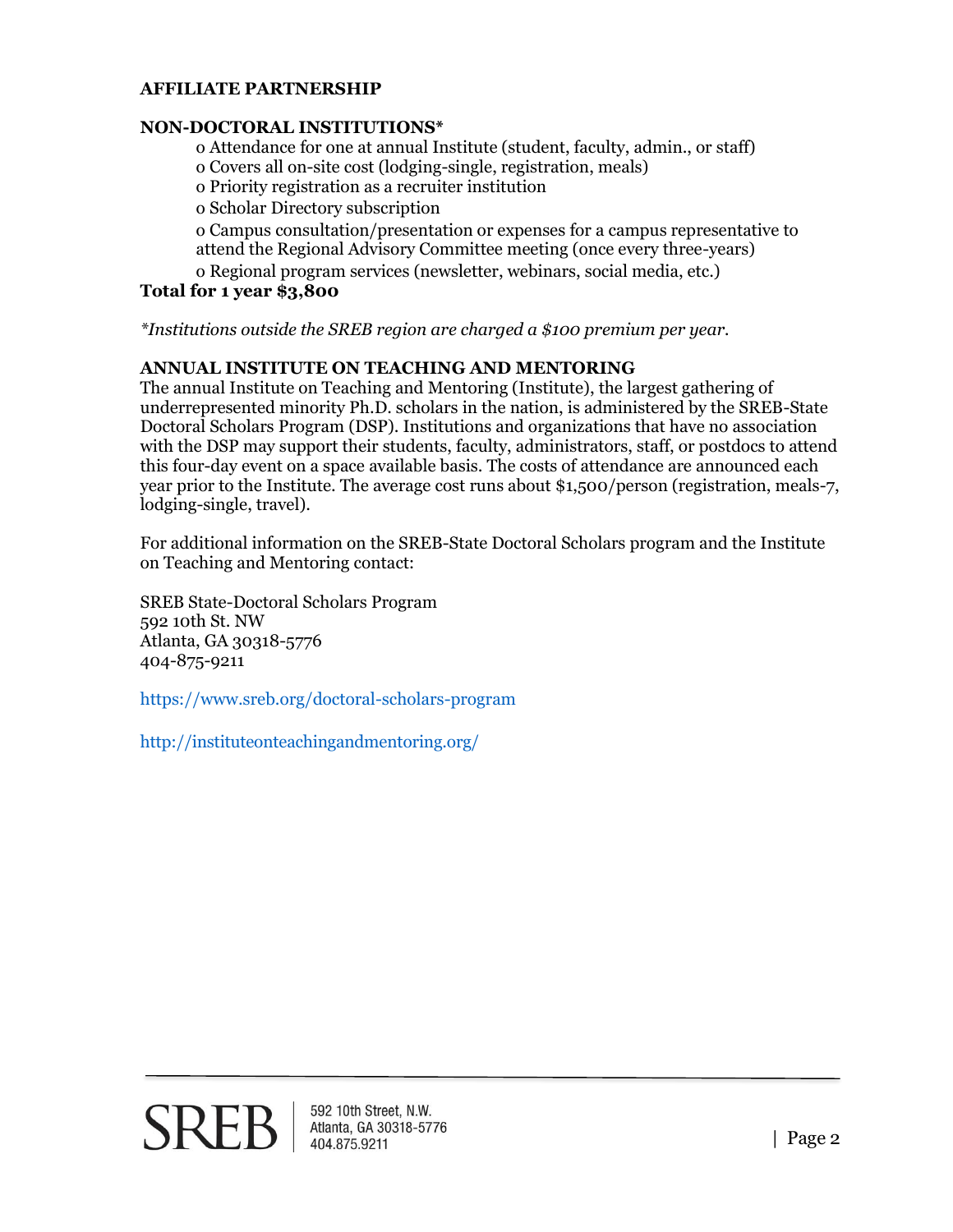**AFFILIATE PARTNERSHIP**

**NON-DOCTORAL INSTITUTIONS***

- Attendance for one at annual Institute (student, faculty, admin., or staff)
- Covers all on-site cost (lodging-single, registration, meals)
- Priority registration as a recruiter institution
- Scholar Directory subscription
- Campus consultation/presentation or expenses for a campus representative to attend the Regional Advisory Committee meeting (once every three-years)
- Regional program services (newsletter, webinars, social media, etc.)

**Total for 1 year $3,800**

*\*Institutions outside the SREB region are charged a $100 premium per year.*

**ANNUAL INSTITUTE ON TEACHING AND MENTORING**

The annual Institute on Teaching and Mentoring (Institute), the largest gathering of underrepresented minority Ph.D. scholars in the nation, is administered by the SREB-State Doctoral Scholars Program (DSP). Institutions and organizations that have no association with the DSP may support their students, faculty, administrators, staff, or postdocs to attend this four-day event on a space available basis. The costs of attendance are announced each year prior to the Institute. The average cost runs about $1,500/person (registration, meals-7, lodging-single, travel).

For additional information on the SREB-State Doctoral Scholars program and the Institute on Teaching and Mentoring contact:

SREB State-Doctoral Scholars Program
592 10th St. NW
Atlanta, GA 30318-5776
404-875-9211

https://www.sreb.org/doctoral-scholars-program

http://instituteonteachingandmentoring.org/